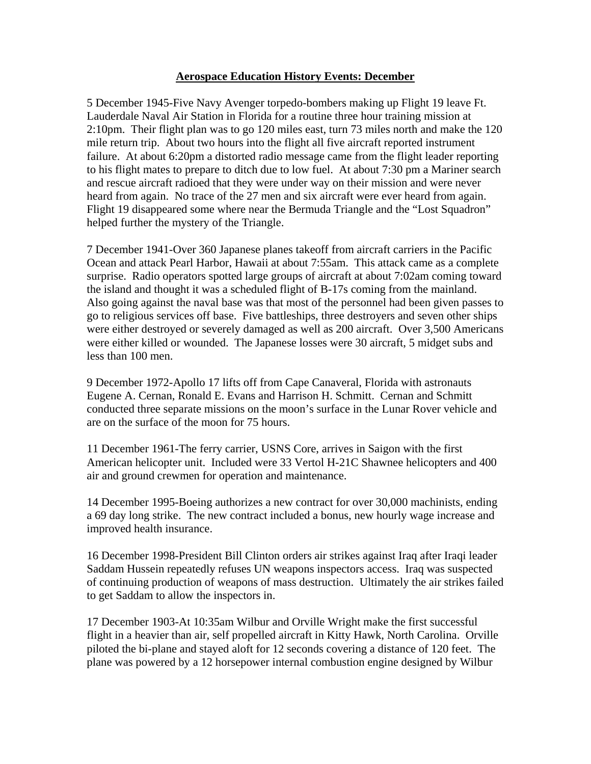**Aerospace Education History Events: December**

5 December 1945-Five Navy Avenger torpedo-bombers making up Flight 19 leave Ft. Lauderdale Naval Air Station in Florida for a routine three hour training mission at 2:10pm. Their flight plan was to go 120 miles east, turn 73 miles north and make the 120 mile return trip. About two hours into the flight all five aircraft reported instrument failure. At about 6:20pm a distorted radio message came from the flight leader reporting to his flight mates to prepare to ditch due to low fuel. At about 7:30 pm a Mariner search and rescue aircraft radioed that they were under way on their mission and were never heard from again. No trace of the 27 men and six aircraft were ever heard from again. Flight 19 disappeared some where near the Bermuda Triangle and the "Lost Squadron" helped further the mystery of the Triangle.

7 December 1941-Over 360 Japanese planes takeoff from aircraft carriers in the Pacific Ocean and attack Pearl Harbor, Hawaii at about 7:55am. This attack came as a complete surprise. Radio operators spotted large groups of aircraft at about 7:02am coming toward the island and thought it was a scheduled flight of B-17s coming from the mainland. Also going against the naval base was that most of the personnel had been given passes to go to religious services off base. Five battleships, three destroyers and seven other ships were either destroyed or severely damaged as well as 200 aircraft. Over 3,500 Americans were either killed or wounded. The Japanese losses were 30 aircraft, 5 midget subs and less than 100 men.

9 December 1972-Apollo 17 lifts off from Cape Canaveral, Florida with astronauts Eugene A. Cernan, Ronald E. Evans and Harrison H. Schmitt. Cernan and Schmitt conducted three separate missions on the moon's surface in the Lunar Rover vehicle and are on the surface of the moon for 75 hours.

11 December 1961-The ferry carrier, USNS Core, arrives in Saigon with the first American helicopter unit. Included were 33 Vertol H-21C Shawnee helicopters and 400 air and ground crewmen for operation and maintenance.

14 December 1995-Boeing authorizes a new contract for over 30,000 machinists, ending a 69 day long strike. The new contract included a bonus, new hourly wage increase and improved health insurance.

16 December 1998-President Bill Clinton orders air strikes against Iraq after Iraqi leader Saddam Hussein repeatedly refuses UN weapons inspectors access. Iraq was suspected of continuing production of weapons of mass destruction. Ultimately the air strikes failed to get Saddam to allow the inspectors in.

17 December 1903-At 10:35am Wilbur and Orville Wright make the first successful flight in a heavier than air, self propelled aircraft in Kitty Hawk, North Carolina. Orville piloted the bi-plane and stayed aloft for 12 seconds covering a distance of 120 feet. The plane was powered by a 12 horsepower internal combustion engine designed by Wilbur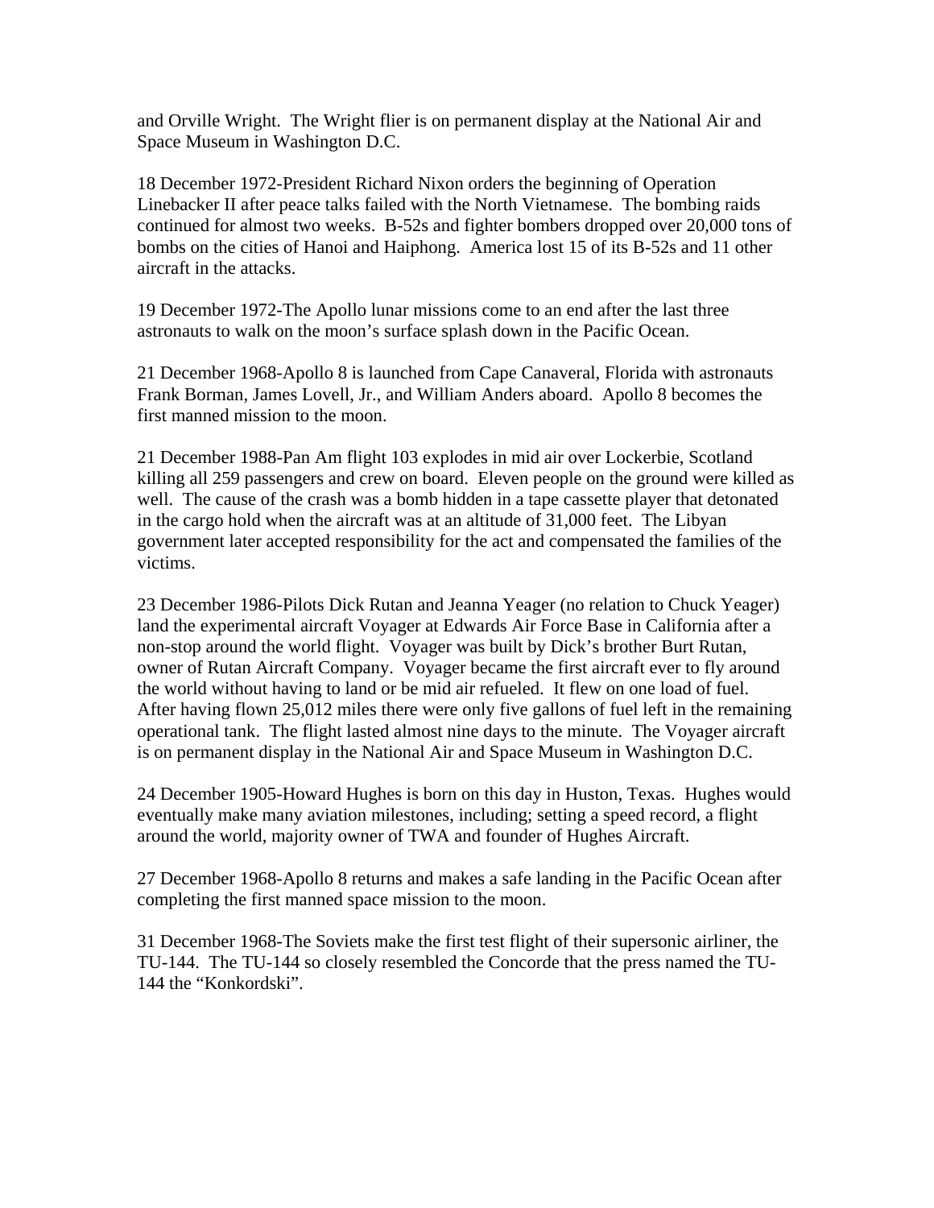and Orville Wright. The Wright flier is on permanent display at the National Air and Space Museum in Washington D.C.

18 December 1972-President Richard Nixon orders the beginning of Operation Linebacker II after peace talks failed with the North Vietnamese. The bombing raids continued for almost two weeks. B-52s and fighter bombers dropped over 20,000 tons of bombs on the cities of Hanoi and Haiphong. America lost 15 of its B-52s and 11 other aircraft in the attacks.

19 December 1972-The Apollo lunar missions come to an end after the last three astronauts to walk on the moon's surface splash down in the Pacific Ocean.

21 December 1968-Apollo 8 is launched from Cape Canaveral, Florida with astronauts Frank Borman, James Lovell, Jr., and William Anders aboard. Apollo 8 becomes the first manned mission to the moon.

21 December 1988-Pan Am flight 103 explodes in mid air over Lockerbie, Scotland killing all 259 passengers and crew on board. Eleven people on the ground were killed as well. The cause of the crash was a bomb hidden in a tape cassette player that detonated in the cargo hold when the aircraft was at an altitude of 31,000 feet. The Libyan government later accepted responsibility for the act and compensated the families of the victims.

23 December 1986-Pilots Dick Rutan and Jeanna Yeager (no relation to Chuck Yeager) land the experimental aircraft Voyager at Edwards Air Force Base in California after a non-stop around the world flight. Voyager was built by Dick's brother Burt Rutan, owner of Rutan Aircraft Company. Voyager became the first aircraft ever to fly around the world without having to land or be mid air refueled. It flew on one load of fuel. After having flown 25,012 miles there were only five gallons of fuel left in the remaining operational tank. The flight lasted almost nine days to the minute. The Voyager aircraft is on permanent display in the National Air and Space Museum in Washington D.C.

24 December 1905-Howard Hughes is born on this day in Huston, Texas. Hughes would eventually make many aviation milestones, including; setting a speed record, a flight around the world, majority owner of TWA and founder of Hughes Aircraft.

27 December 1968-Apollo 8 returns and makes a safe landing in the Pacific Ocean after completing the first manned space mission to the moon.

31 December 1968-The Soviets make the first test flight of their supersonic airliner, the TU-144. The TU-144 so closely resembled the Concorde that the press named the TU-144 the "Konkordski".